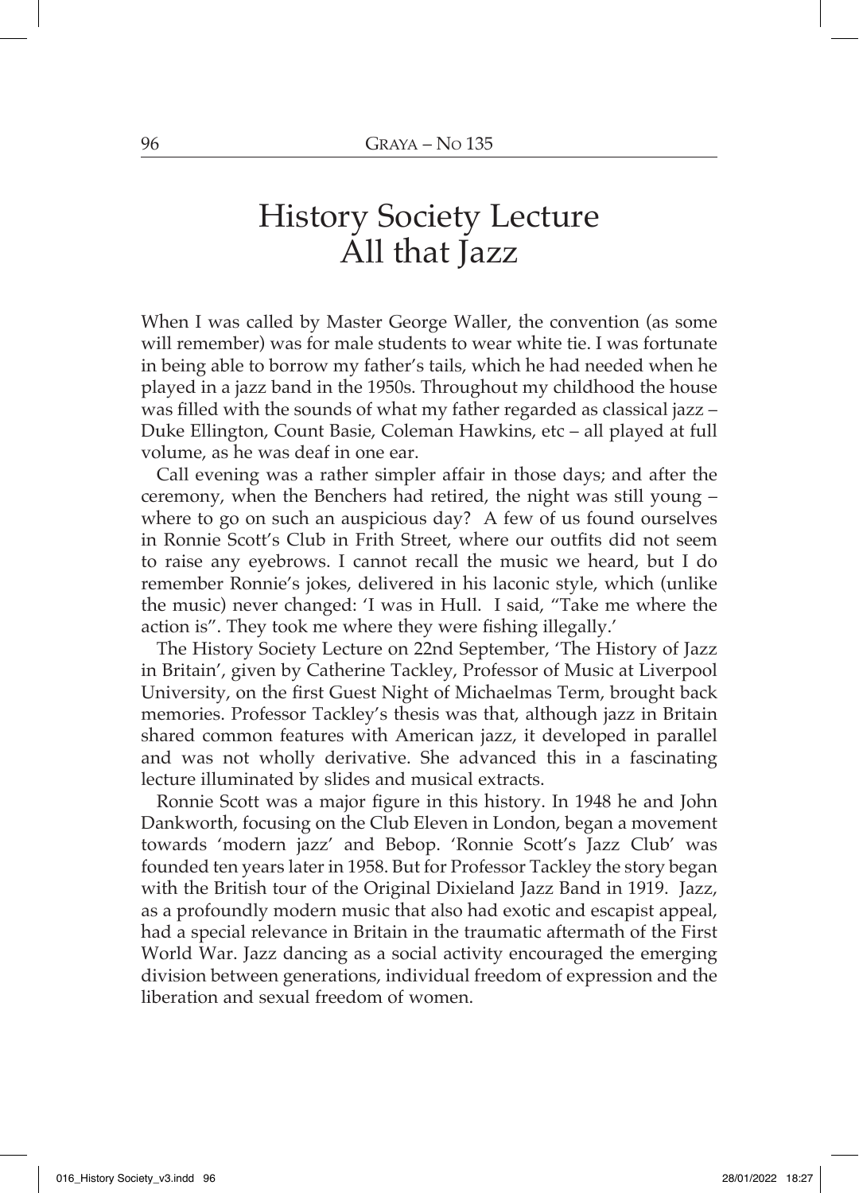# History Society Lecture
# All that Jazz

When I was called by Master George Waller, the convention (as some will remember) was for male students to wear white tie. I was fortunate in being able to borrow my father's tails, which he had needed when he played in a jazz band in the 1950s. Throughout my childhood the house was filled with the sounds of what my father regarded as classical jazz – Duke Ellington, Count Basie, Coleman Hawkins, etc – all played at full volume, as he was deaf in one ear.

Call evening was a rather simpler affair in those days; and after the ceremony, when the Benchers had retired, the night was still young – where to go on such an auspicious day? A few of us found ourselves in Ronnie Scott's Club in Frith Street, where our outfits did not seem to raise any eyebrows. I cannot recall the music we heard, but I do remember Ronnie's jokes, delivered in his laconic style, which (unlike the music) never changed: 'I was in Hull. I said, "Take me where the action is". They took me where they were fishing illegally.'

The History Society Lecture on 22nd September, 'The History of Jazz in Britain', given by Catherine Tackley, Professor of Music at Liverpool University, on the first Guest Night of Michaelmas Term, brought back memories. Professor Tackley's thesis was that, although jazz in Britain shared common features with American jazz, it developed in parallel and was not wholly derivative. She advanced this in a fascinating lecture illuminated by slides and musical extracts.

Ronnie Scott was a major figure in this history. In 1948 he and John Dankworth, focusing on the Club Eleven in London, began a movement towards 'modern jazz' and Bebop. 'Ronnie Scott's Jazz Club' was founded ten years later in 1958. But for Professor Tackley the story began with the British tour of the Original Dixieland Jazz Band in 1919. Jazz, as a profoundly modern music that also had exotic and escapist appeal, had a special relevance in Britain in the traumatic aftermath of the First World War. Jazz dancing as a social activity encouraged the emerging division between generations, individual freedom of expression and the liberation and sexual freedom of women.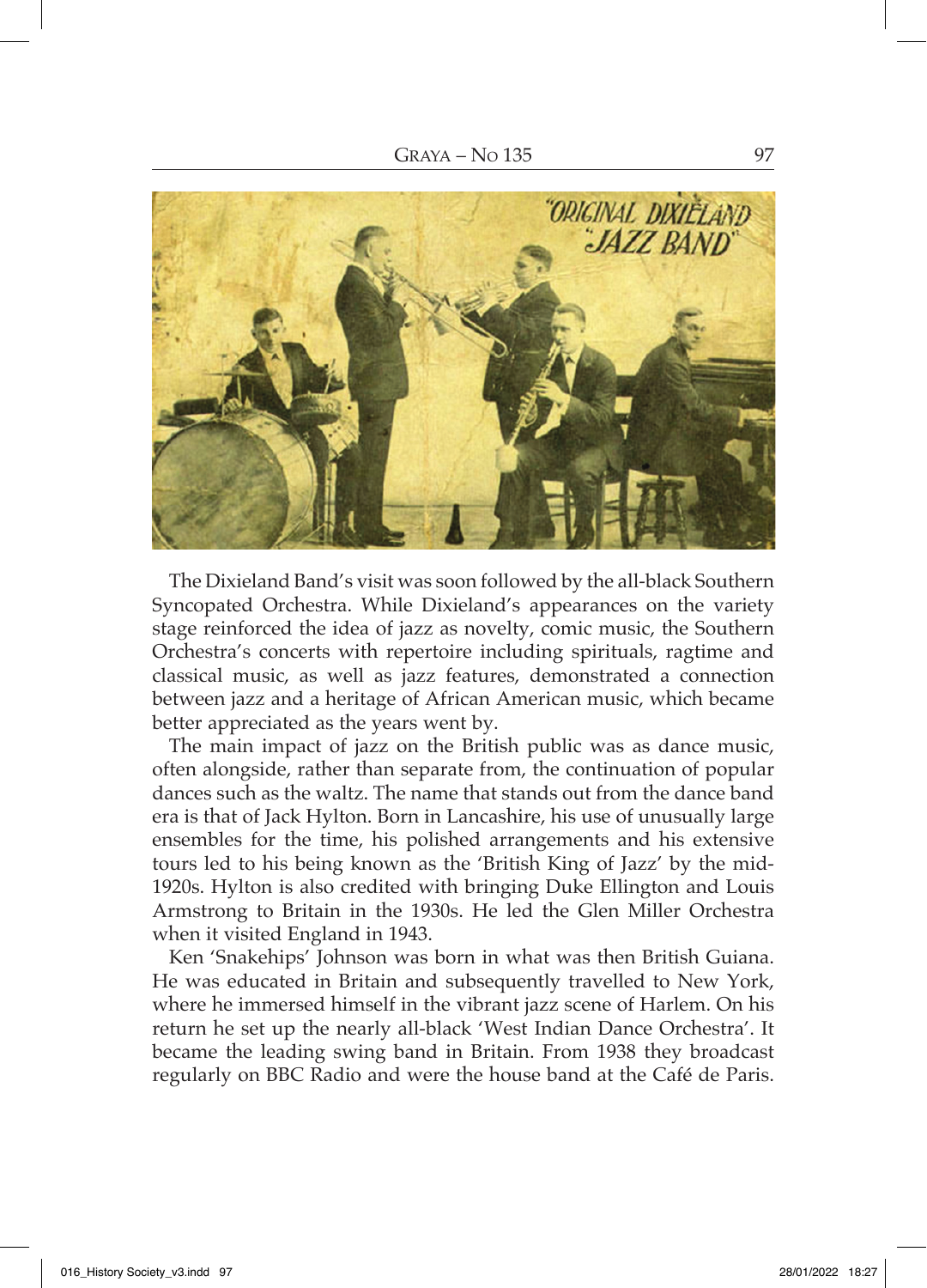The Dixieland Band's visit was soon followed by the all-black Southern Syncopated Orchestra. While Dixieland's appearances on the variety stage reinforced the idea of jazz as novelty, comic music, the Southern Orchestra's concerts with repertoire including spirituals, ragtime and classical music, as well as jazz features, demonstrated a connection between jazz and a heritage of African American music, which became better appreciated as the years went by.

The main impact of jazz on the British public was as dance music, often alongside, rather than separate from, the continuation of popular dances such as the waltz. The name that stands out from the dance band era is that of Jack Hylton. Born in Lancashire, his use of unusually large ensembles for the time, his polished arrangements and his extensive tours led to his being known as the 'British King of Jazz' by the mid-1920s. Hylton is also credited with bringing Duke Ellington and Louis Armstrong to Britain in the 1930s. He led the Glen Miller Orchestra when it visited England in 1943.

Ken 'Snakehips' Johnson was born in what was then British Guiana. He was educated in Britain and subsequently travelled to New York, where he immersed himself in the vibrant jazz scene of Harlem. On his return he set up the nearly all-black 'West Indian Dance Orchestra'. It became the leading swing band in Britain. From 1938 they broadcast regularly on BBC Radio and were the house band at the Café de Paris.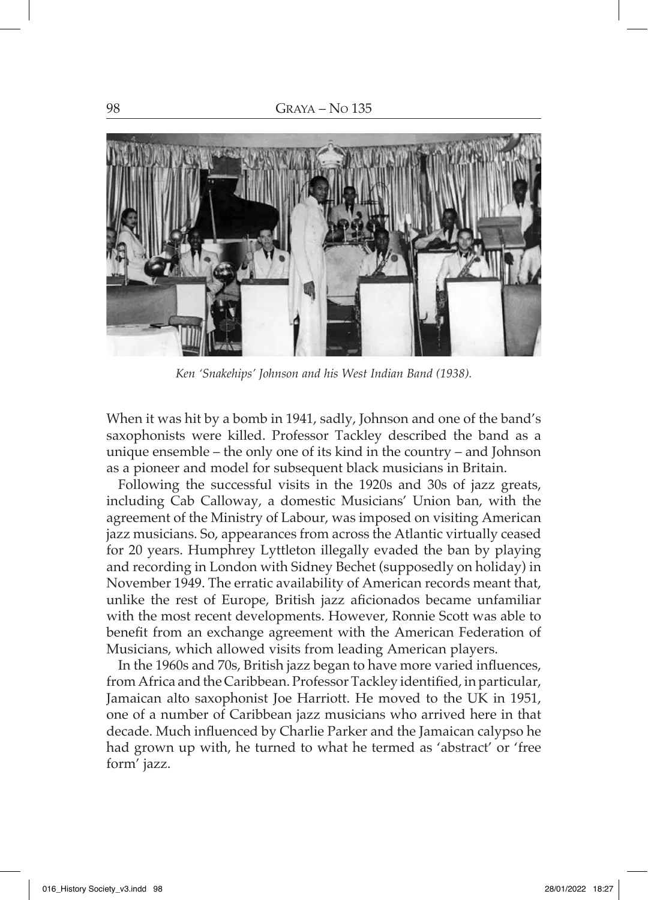*Ken 'Snakehips' Johnson and his West Indian Band (1938).*

When it was hit by a bomb in 1941, sadly, Johnson and one of the band's saxophonists were killed. Professor Tackley described the band as a unique ensemble – the only one of its kind in the country – and Johnson as a pioneer and model for subsequent black musicians in Britain.

Following the successful visits in the 1920s and 30s of jazz greats, including Cab Calloway, a domestic Musicians' Union ban, with the agreement of the Ministry of Labour, was imposed on visiting American jazz musicians. So, appearances from across the Atlantic virtually ceased for 20 years. Humphrey Lyttleton illegally evaded the ban by playing and recording in London with Sidney Bechet (supposedly on holiday) in November 1949. The erratic availability of American records meant that, unlike the rest of Europe, British jazz aficionados became unfamiliar with the most recent developments. However, Ronnie Scott was able to benefit from an exchange agreement with the American Federation of Musicians, which allowed visits from leading American players.

In the 1960s and 70s, British jazz began to have more varied influences, from Africa and the Caribbean. Professor Tackley identified, in particular, Jamaican alto saxophonist Joe Harriott. He moved to the UK in 1951, one of a number of Caribbean jazz musicians who arrived here in that decade. Much influenced by Charlie Parker and the Jamaican calypso he had grown up with, he turned to what he termed as 'abstract' or 'free form' jazz.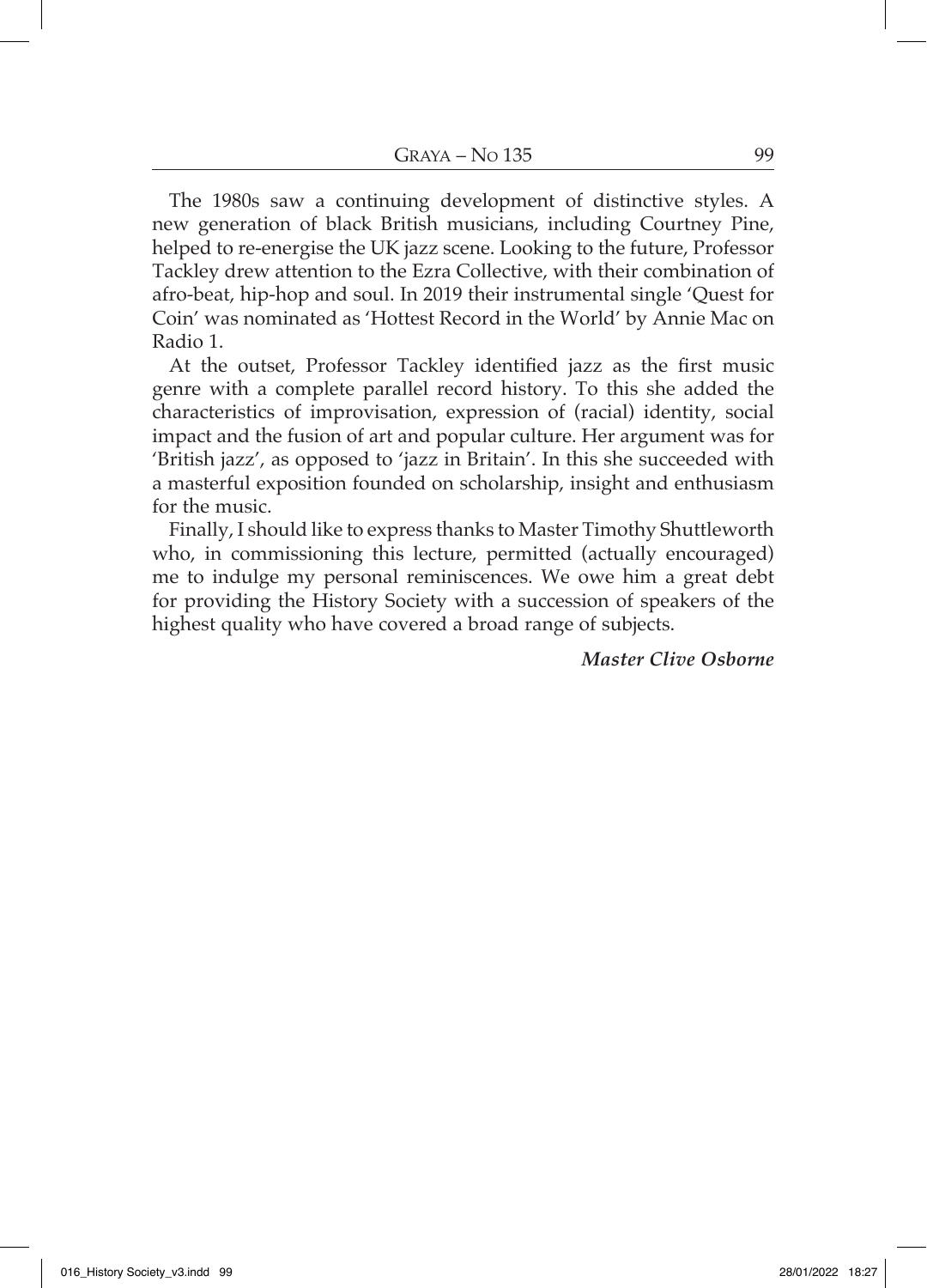The 1980s saw a continuing development of distinctive styles. A new generation of black British musicians, including Courtney Pine, helped to re-energise the UK jazz scene. Looking to the future, Professor Tackley drew attention to the Ezra Collective, with their combination of afro-beat, hip-hop and soul. In 2019 their instrumental single 'Quest for Coin' was nominated as 'Hottest Record in the World' by Annie Mac on Radio 1.

At the outset, Professor Tackley identified jazz as the first music genre with a complete parallel record history. To this she added the characteristics of improvisation, expression of (racial) identity, social impact and the fusion of art and popular culture. Her argument was for 'British jazz', as opposed to 'jazz in Britain'. In this she succeeded with a masterful exposition founded on scholarship, insight and enthusiasm for the music.

Finally, I should like to express thanks to Master Timothy Shuttleworth who, in commissioning this lecture, permitted (actually encouraged) me to indulge my personal reminiscences. We owe him a great debt for providing the History Society with a succession of speakers of the highest quality who have covered a broad range of subjects.

***Master Clive Osborne***